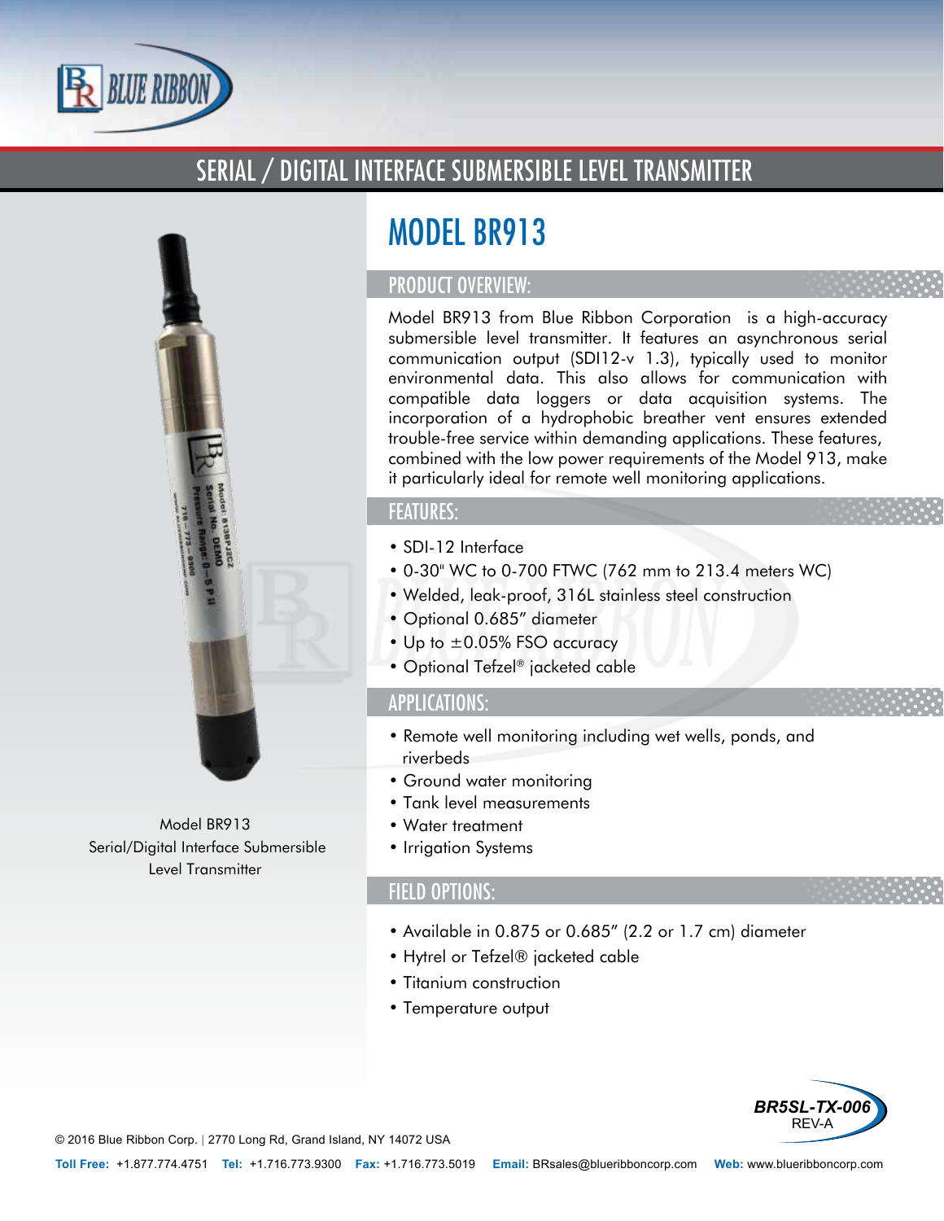# SERIAL / DIGITAL INTERFACE SUBMERSIBLE LEVEL TRANSMITTER

Model BR913
Serial/Digital Interface Submersible Level Transmitter

## MODEL BR913

### PRODUCT OVERVIEW:

Model BR913 from Blue Ribbon Corporation is a high-accuracy submersible level transmitter. It features an asynchronous serial communication output (SDI12-v 1.3), typically used to monitor environmental data. This also allows for communication with compatible data loggers or data acquisition systems. The incorporation of a hydrophobic breather vent ensures extended trouble-free service within demanding applications. These features, combined with the low power requirements of the Model 913, make it particularly ideal for remote well monitoring applications.

### FEATURES:

- SDI-12 Interface
- 0-30" WC to 0-700 FTWC (762 mm to 213.4 meters WC)
- Welded, leak-proof, 316L stainless steel construction
- Optional 0.685" diameter
- Up to ±0.05% FSO accuracy
- Optional Tefzel® jacketed cable

### APPLICATIONS:

- Remote well monitoring including wet wells, ponds, and riverbeds
- Ground water monitoring
- Tank level measurements
- Water treatment
- Irrigation Systems

### FIELD OPTIONS:

- Available in 0.875 or 0.685" (2.2 or 1.7 cm) diameter
- Hytrel or Tefzel® jacketed cable
- Titanium construction
- Temperature output

BR5SL-TX-006
REV-A

© 2016 Blue Ribbon Corp. | 2770 Long Rd, Grand Island, NY 14072 USA

**Toll Free:** +1.877.774.4751 **Tel:** +1.716.773.9300 **Fax:** +1.716.773.5019 **Email:** BRsales@blueribboncorp.com **Web:** www.blueribboncorp.com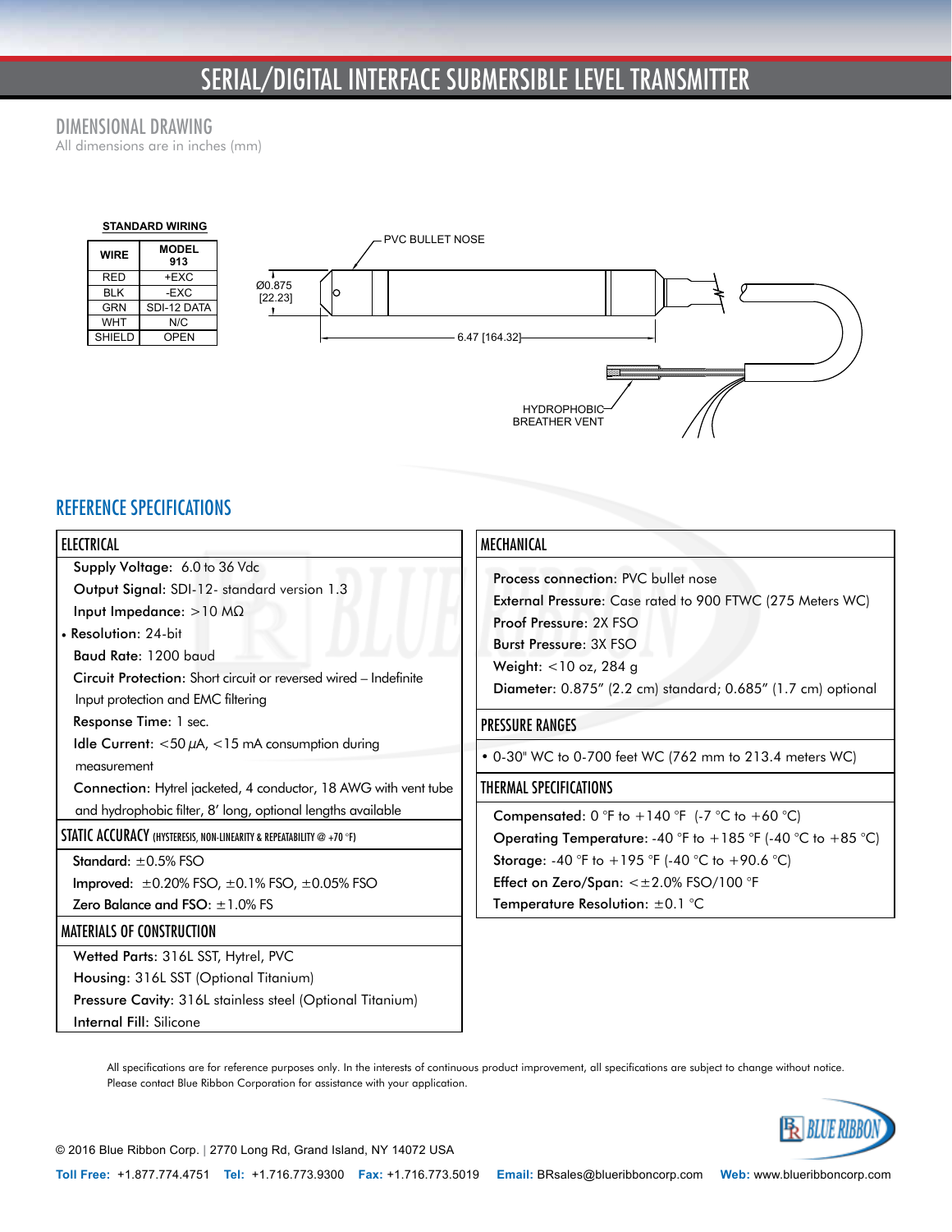# SERIAL/DIGITAL INTERFACE SUBMERSIBLE LEVEL TRANSMITTER

## DIMENSIONAL DRAWING

All dimensions are in inches (mm)

**STANDARD WIRING**

| WIRE | MODEL 913 |
|---|---|
| RED | +EXC |
| BLK | -EXC |
| GRN | SDI-12 DATA |
| WHT | N/C |
| SHIELD | OPEN |

PVC BULLET NOSE

Ø0.875
[22.23]

6.47 [164.32]

HYDROPHOBIC BREATHER VENT

## REFERENCE SPECIFICATIONS

### ELECTRICAL

**Supply Voltage:** 6.0 to 36 Vdc
**Output Signal:** SDI-12- standard version 1.3
**Input Impedance:** >10 MΩ
- **Resolution:** 24-bit

**Baud Rate:** 1200 baud
**Circuit Protection:** Short circuit or reversed wired – Indefinite Input protection and EMC filtering
**Response Time:** 1 sec.
**Idle Current:** <50 μA, <15 mA consumption during measurement
**Connection:** Hytrel jacketed, 4 conductor, 18 AWG with vent tube and hydrophobic filter, 8' long, optional lengths available

### STATIC ACCURACY (HYSTERESIS, NON-LINEARITY & REPEATABILITY @ +70 °F)

**Standard:** ±0.5% FSO
**Improved:** ±0.20% FSO, ±0.1% FSO, ±0.05% FSO
**Zero Balance and FSO:** ±1.0% FS

### MATERIALS OF CONSTRUCTION

**Wetted Parts:** 316L SST, Hytrel, PVC
**Housing:** 316L SST (Optional Titanium)
**Pressure Cavity:** 316L stainless steel (Optional Titanium)
**Internal Fill:** Silicone

### MECHANICAL

**Process connection:** PVC bullet nose
**External Pressure:** Case rated to 900 FTWC (275 Meters WC)
**Proof Pressure:** 2X FSO
**Burst Pressure:** 3X FSO
**Weight:** <10 oz, 284 g
**Diameter:** 0.875" (2.2 cm) standard; 0.685" (1.7 cm) optional

### PRESSURE RANGES

- 0-30" WC to 0-700 feet WC (762 mm to 213.4 meters WC)

### THERMAL SPECIFICATIONS

**Compensated:** 0 °F to +140 °F (-7 °C to +60 °C)
**Operating Temperature:** -40 °F to +185 °F (-40 °C to +85 °C)
**Storage:** -40 °F to +195 °F (-40 °C to +90.6 °C)
**Effect on Zero/Span:** <±2.0% FSO/100 °F
**Temperature Resolution:** ±0.1 °C

All specifications are for reference purposes only. In the interests of continuous product improvement, all specifications are subject to change without notice. Please contact Blue Ribbon Corporation for assistance with your application.

© 2016 Blue Ribbon Corp. | 2770 Long Rd, Grand Island, NY 14072 USA

**Toll Free:** +1.877.774.4751 **Tel:** +1.716.773.9300 **Fax:** +1.716.773.5019 **Email:** BRsales@blueribboncorp.com **Web:** www.blueribboncorp.com